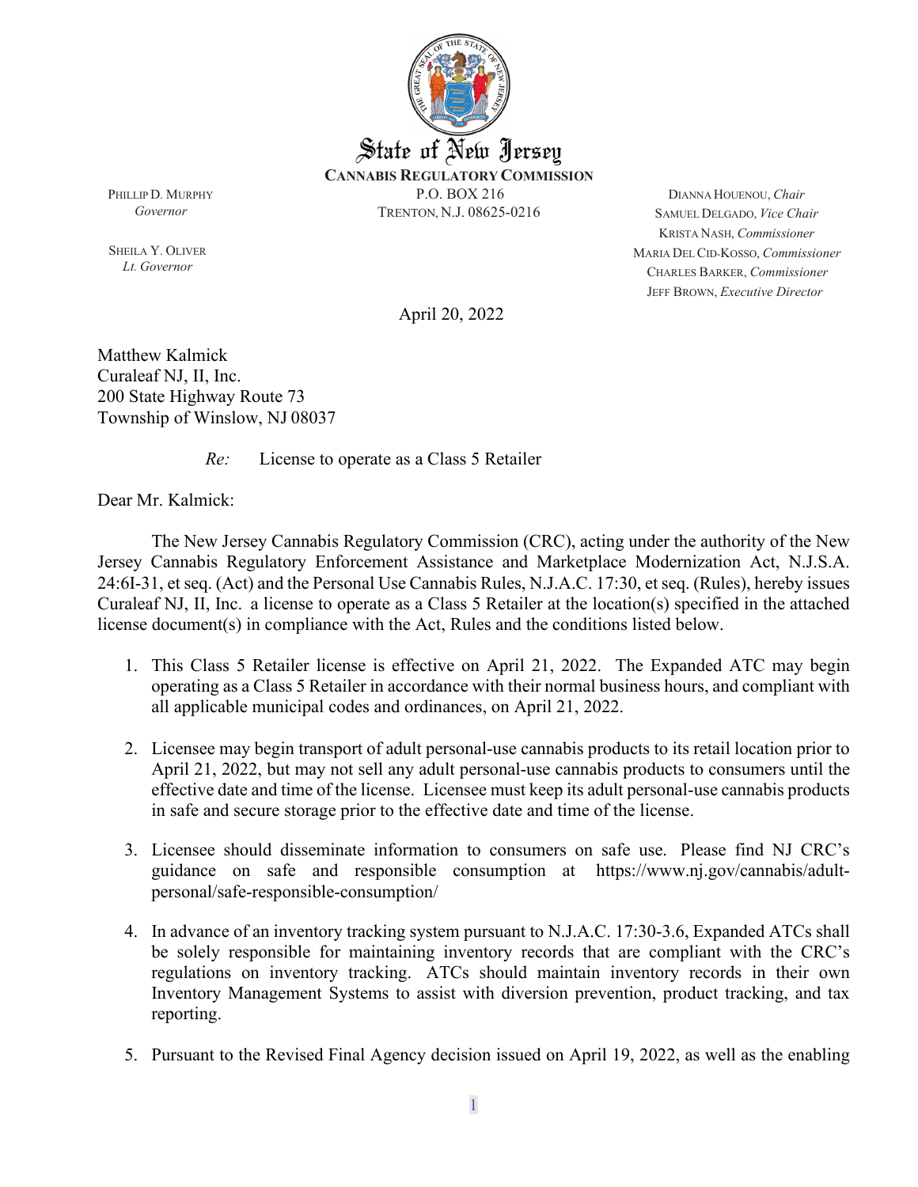# State of New Jersey

**CANNABIS REGULATORY COMMISSION**

P.O. BOX 216
TRENTON, N.J. 08625-0216

PHILLIP D. MURPHY
*Governor*

SHEILA Y. OLIVER
*Lt. Governor*

DIANNA HOUENOU, *Chair*
SAMUEL DELGADO, *Vice Chair*
KRISTA NASH, *Commissioner*
MARIA DEL CID-KOSSO, *Commissioner*
CHARLES BARKER, *Commissioner*
JEFF BROWN, *Executive Director*

April 20, 2022

Matthew Kalmick
Curaleaf NJ, II, Inc.
200 State Highway Route 73
Township of Winslow, NJ 08037

*Re:* License to operate as a Class 5 Retailer

Dear Mr. Kalmick:

The New Jersey Cannabis Regulatory Commission (CRC), acting under the authority of the New Jersey Cannabis Regulatory Enforcement Assistance and Marketplace Modernization Act, N.J.S.A. 24:6I-31, et seq. (Act) and the Personal Use Cannabis Rules, N.J.A.C. 17:30, et seq. (Rules), hereby issues Curaleaf NJ, II, Inc. a license to operate as a Class 5 Retailer at the location(s) specified in the attached license document(s) in compliance with the Act, Rules and the conditions listed below.

1. This Class 5 Retailer license is effective on April 21, 2022. The Expanded ATC may begin operating as a Class 5 Retailer in accordance with their normal business hours, and compliant with all applicable municipal codes and ordinances, on April 21, 2022.

2. Licensee may begin transport of adult personal-use cannabis products to its retail location prior to April 21, 2022, but may not sell any adult personal-use cannabis products to consumers until the effective date and time of the license. Licensee must keep its adult personal-use cannabis products in safe and secure storage prior to the effective date and time of the license.

3. Licensee should disseminate information to consumers on safe use. Please find NJ CRC's guidance on safe and responsible consumption at https://www.nj.gov/cannabis/adult-personal/safe-responsible-consumption/

4. In advance of an inventory tracking system pursuant to N.J.A.C. 17:30-3.6, Expanded ATCs shall be solely responsible for maintaining inventory records that are compliant with the CRC's regulations on inventory tracking. ATCs should maintain inventory records in their own Inventory Management Systems to assist with diversion prevention, product tracking, and tax reporting.

5. Pursuant to the Revised Final Agency decision issued on April 19, 2022, as well as the enabling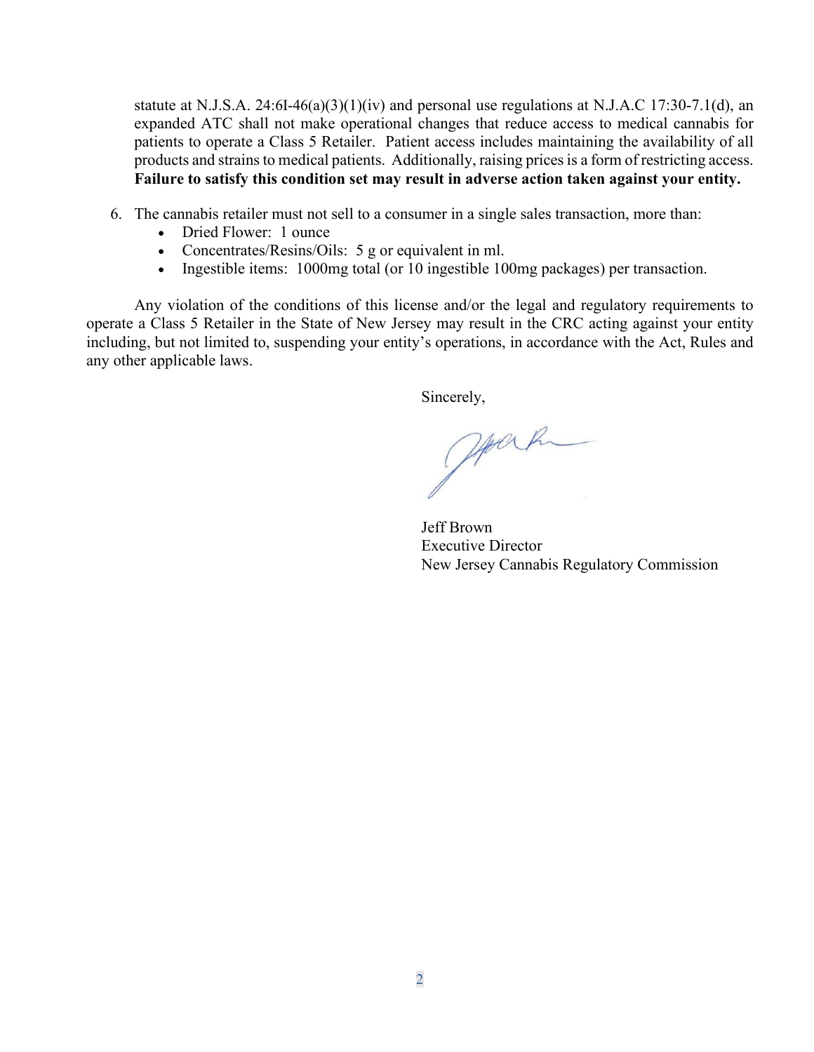statute at N.J.S.A. 24:6I-46(a)(3)(1)(iv) and personal use regulations at N.J.A.C 17:30-7.1(d), an expanded ATC shall not make operational changes that reduce access to medical cannabis for patients to operate a Class 5 Retailer. Patient access includes maintaining the availability of all products and strains to medical patients. Additionally, raising prices is a form of restricting access. **Failure to satisfy this condition set may result in adverse action taken against your entity.**

6. The cannabis retailer must not sell to a consumer in a single sales transaction, more than:
   - Dried Flower: 1 ounce
   - Concentrates/Resins/Oils: 5 g or equivalent in ml.
   - Ingestible items: 1000mg total (or 10 ingestible 100mg packages) per transaction.

Any violation of the conditions of this license and/or the legal and regulatory requirements to operate a Class 5 Retailer in the State of New Jersey may result in the CRC acting against your entity including, but not limited to, suspending your entity's operations, in accordance with the Act, Rules and any other applicable laws.

Sincerely,

Jeff Brown
Executive Director
New Jersey Cannabis Regulatory Commission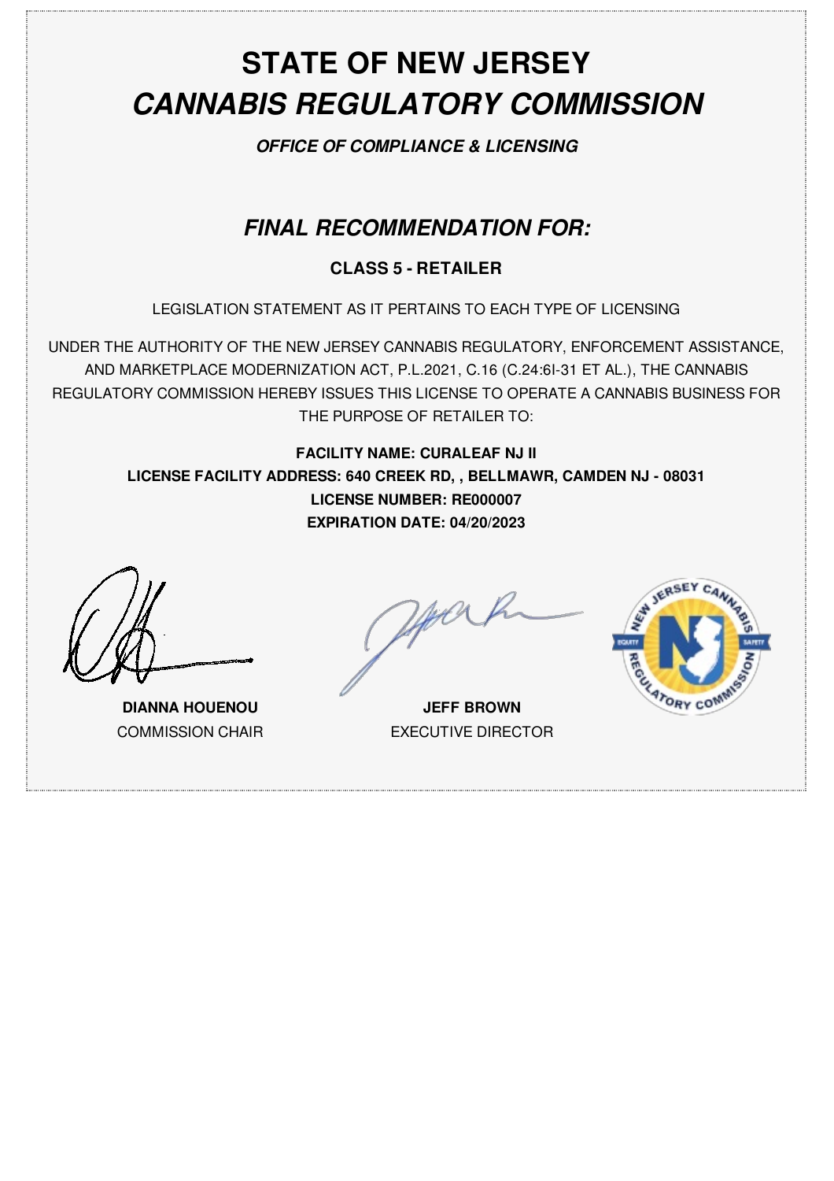# STATE OF NEW JERSEY

# *CANNABIS REGULATORY COMMISSION*

***OFFICE OF COMPLIANCE & LICENSING***

## *FINAL RECOMMENDATION FOR:*

**CLASS 5 - RETAILER**

LEGISLATION STATEMENT AS IT PERTAINS TO EACH TYPE OF LICENSING

UNDER THE AUTHORITY OF THE NEW JERSEY CANNABIS REGULATORY, ENFORCEMENT ASSISTANCE, AND MARKETPLACE MODERNIZATION ACT, P.L.2021, C.16 (C.24:6I-31 ET AL.), THE CANNABIS REGULATORY COMMISSION HEREBY ISSUES THIS LICENSE TO OPERATE A CANNABIS BUSINESS FOR THE PURPOSE OF RETAILER TO:

**FACILITY NAME: CURALEAF NJ II**
**LICENSE FACILITY ADDRESS: 640 CREEK RD, , BELLMAWR, CAMDEN NJ - 08031**
**LICENSE NUMBER: RE000007**
**EXPIRATION DATE: 04/20/2023**

**DIANNA HOUENOU**
COMMISSION CHAIR

**JEFF BROWN**
EXECUTIVE DIRECTOR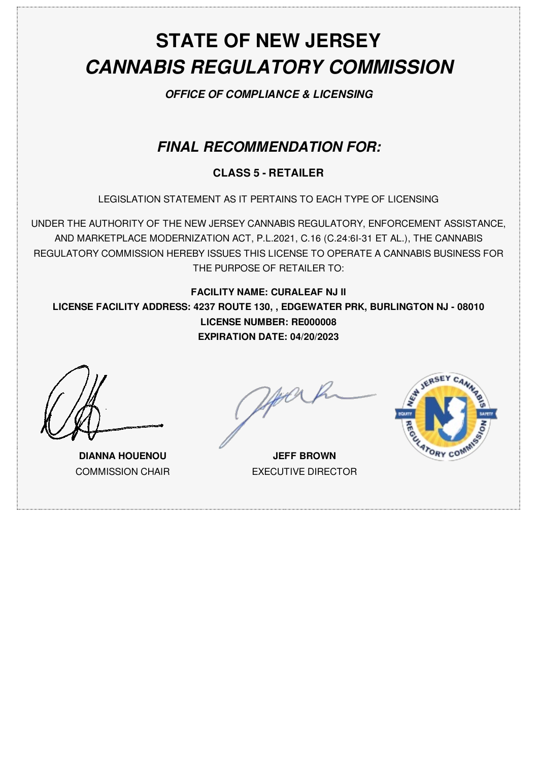# STATE OF NEW JERSEY

# *CANNABIS REGULATORY COMMISSION*

***OFFICE OF COMPLIANCE & LICENSING***

## *FINAL RECOMMENDATION FOR:*

**CLASS 5 - RETAILER**

LEGISLATION STATEMENT AS IT PERTAINS TO EACH TYPE OF LICENSING

UNDER THE AUTHORITY OF THE NEW JERSEY CANNABIS REGULATORY, ENFORCEMENT ASSISTANCE, AND MARKETPLACE MODERNIZATION ACT, P.L.2021, C.16 (C.24:6I-31 ET AL.), THE CANNABIS REGULATORY COMMISSION HEREBY ISSUES THIS LICENSE TO OPERATE A CANNABIS BUSINESS FOR THE PURPOSE OF RETAILER TO:

**FACILITY NAME: CURALEAF NJ II**
**LICENSE FACILITY ADDRESS: 4237 ROUTE 130, , EDGEWATER PRK, BURLINGTON NJ - 08010**
**LICENSE NUMBER: RE000008**
**EXPIRATION DATE: 04/20/2023**

**DIANNA HOUENOU**
COMMISSION CHAIR

**JEFF BROWN**
EXECUTIVE DIRECTOR